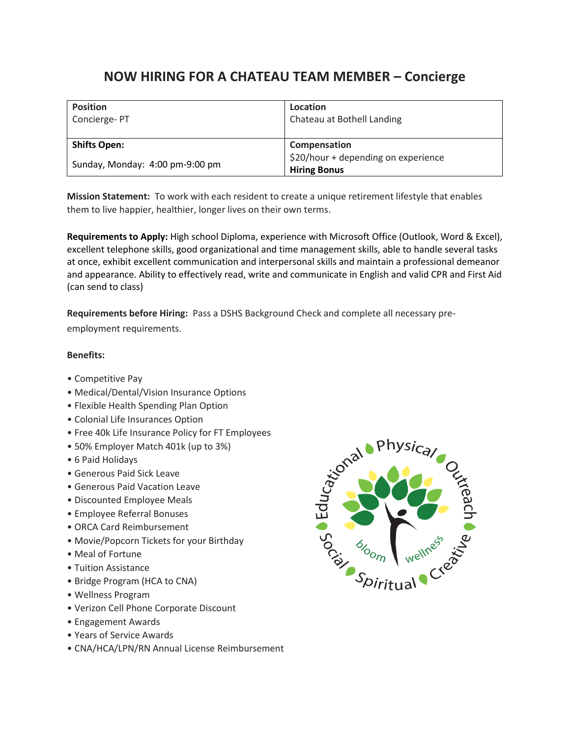# NOW HIRING FOR A CHATEAU TEAM MEMBER – Concierge

| **Position** | **Location** |
| --- | --- |
| Concierge- PT | Chateau at Bothell Landing |
| **Shifts Open:** | **Compensation** |
| Sunday, Monday: 4:00 pm-9:00 pm | $20/hour + depending on experience **Hiring Bonus** |

**Mission Statement:** To work with each resident to create a unique retirement lifestyle that enables them to live happier, healthier, longer lives on their own terms.

**Requirements to Apply:** High school Diploma, experience with Microsoft Office (Outlook, Word & Excel), excellent telephone skills, good organizational and time management skills, able to handle several tasks at once, exhibit excellent communication and interpersonal skills and maintain a professional demeanor and appearance. Ability to effectively read, write and communicate in English and valid CPR and First Aid (can send to class)

**Requirements before Hiring:** Pass a DSHS Background Check and complete all necessary pre-employment requirements.

**Benefits:**

- Competitive Pay
- Medical/Dental/Vision Insurance Options
- Flexible Health Spending Plan Option
- Colonial Life Insurances Option
- Free 40k Life Insurance Policy for FT Employees
- 50% Employer Match 401k (up to 3%)
- 6 Paid Holidays
- Generous Paid Sick Leave
- Generous Paid Vacation Leave
- Discounted Employee Meals
- Employee Referral Bonuses
- ORCA Card Reimbursement
- Movie/Popcorn Tickets for your Birthday
- Meal of Fortune
- Tuition Assistance
- Bridge Program (HCA to CNA)
- Wellness Program
- Verizon Cell Phone Corporate Discount
- Engagement Awards
- Years of Service Awards
- CNA/HCA/LPN/RN Annual License Reimbursement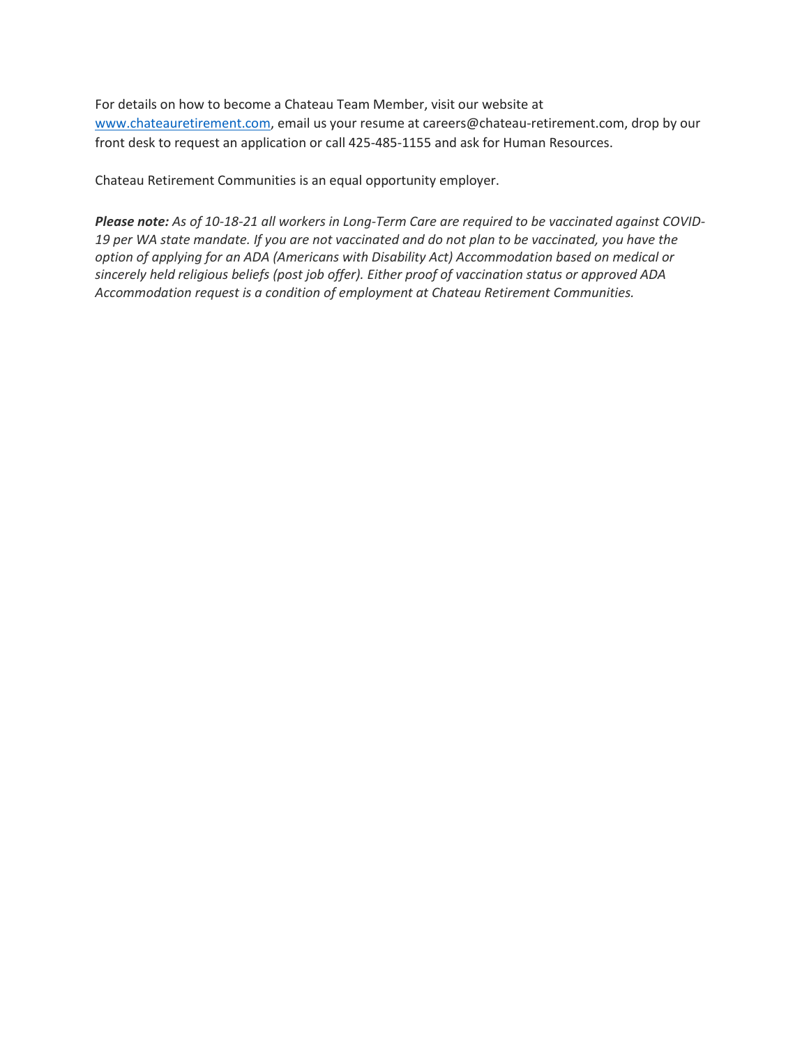For details on how to become a Chateau Team Member, visit our website at [www.chateauretirement.com](http://www.chateauretirement.com), email us your resume at careers@chateau-retirement.com, drop by our front desk to request an application or call 425-485-1155 and ask for Human Resources.

Chateau Retirement Communities is an equal opportunity employer.

***Please note:*** *As of 10-18-21 all workers in Long-Term Care are required to be vaccinated against COVID-19 per WA state mandate. If you are not vaccinated and do not plan to be vaccinated, you have the option of applying for an ADA (Americans with Disability Act) Accommodation based on medical or sincerely held religious beliefs (post job offer). Either proof of vaccination status or approved ADA Accommodation request is a condition of employment at Chateau Retirement Communities.*